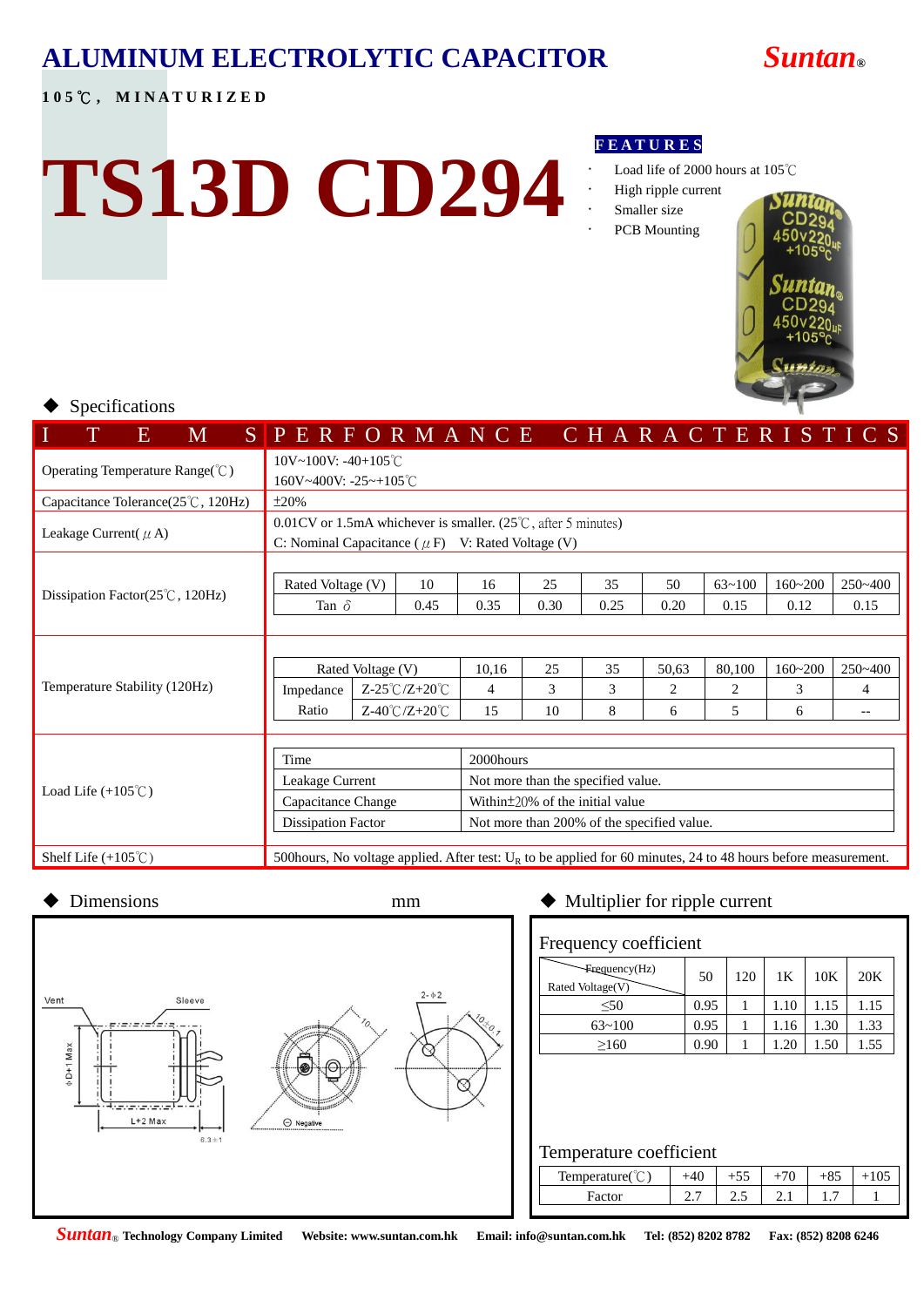# ALUMINUM ELECTROLYTIC CAPACITOR

**Suntan®**

**105℃, MINATURIZED**

# TS13D CD294

**FEATURES**

- Load life of 2000 hours at 105℃
- High ripple current
- Smaller size
- PCB Mounting

◆ Specifications

| ITEMS | PERFORMANCE CHARACTERISTICS |
|---|---|
| Operating Temperature Range(℃) | 10V~100V: -40+105℃<br>160V~400V: -25~+105℃ |
| Capacitance Tolerance(25℃, 120Hz) | ±20% |
| Leakage Current(μA) | 0.01CV or 1.5mA whichever is smaller. (25℃, after 5 minutes)<br>C: Nominal Capacitance (μF) V: Rated Voltage (V) |
| Dissipation Factor(25℃, 120Hz) | see table below |
| Temperature Stability (120Hz) | see table below |
| Load Life (+105℃) | see table below |
| Shelf Life (+105℃) | 500hours, No voltage applied. After test: $U_R$ to be applied for 60 minutes, 24 to 48 hours before measurement. |

**Dissipation Factor(25℃, 120Hz)**

| Rated Voltage (V) | 10 | 16 | 25 | 35 | 50 | 63~100 | 160~200 | 250~400 |
|---|---|---|---|---|---|---|---|---|
| Tan δ | 0.45 | 0.35 | 0.30 | 0.25 | 0.20 | 0.15 | 0.12 | 0.15 |

**Temperature Stability (120Hz)**

| Rated Voltage (V) | | 10,16 | 25 | 35 | 50,63 | 80,100 | 160~200 | 250~400 |
|---|---|---|---|---|---|---|---|---|
| Impedance Ratio | Z-25℃/Z+20℃ | 4 | 3 | 3 | 2 | 2 | 3 | 4 |
| | Z-40℃/Z+20℃ | 15 | 10 | 8 | 6 | 5 | 6 | -- |

**Load Life (+105℃)**

| Time | 2000hours |
|---|---|
| Leakage Current | Not more than the specified value. |
| Capacitance Change | Within±20% of the initial value |
| Dissipation Factor | Not more than 200% of the specified value. |

◆ Dimensions mm

Vent Sleeve 2-Φ2 ΦD+1 Max L+2 Max 6.3±1 10 10±0.1 Negative

◆ Multiplier for ripple current

Frequency coefficient

| Rated Voltage(V) \ Frequency(Hz) | 50 | 120 | 1K | 10K | 20K |
|---|---|---|---|---|---|
| ≤50 | 0.95 | 1 | 1.10 | 1.15 | 1.15 |
| 63~100 | 0.95 | 1 | 1.16 | 1.30 | 1.33 |
| ≥160 | 0.90 | 1 | 1.20 | 1.50 | 1.55 |

Temperature coefficient

| Temperature(℃) | +40 | +55 | +70 | +85 | +105 |
|---|---|---|---|---|---|
| Factor | 2.7 | 2.5 | 2.1 | 1.7 | 1 |

**Suntan® Technology Company Limited Website: www.suntan.com.hk Email: info@suntan.com.hk Tel: (852) 8202 8782 Fax: (852) 8208 6246**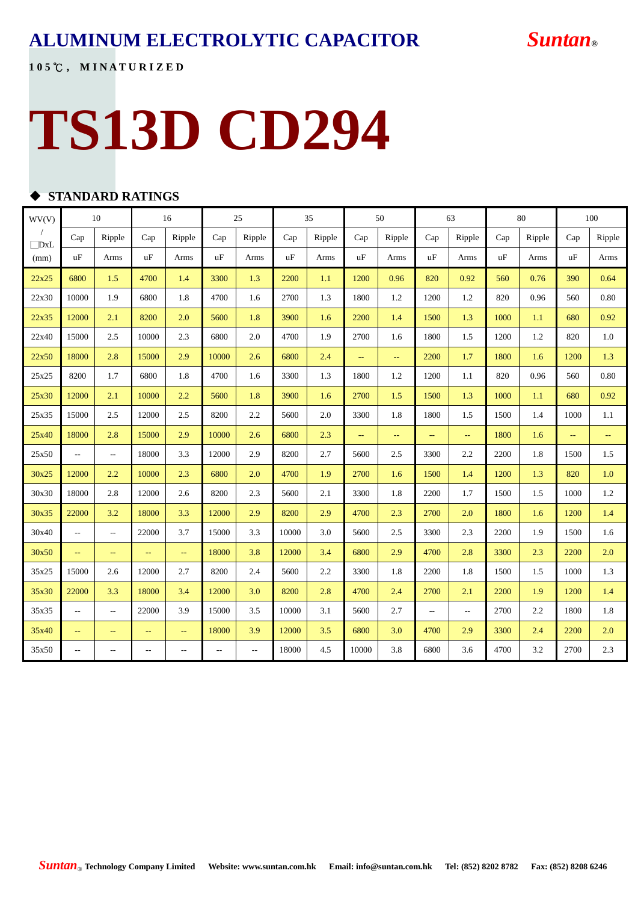# ALUMINUM ELECTROLYTIC CAPACITOR

**Suntan®**

**105℃, MINATURIZED**

# TS13D CD294

## ◆ STANDARD RATINGS

| WV(V) / □DxL (mm) | 10 | | 16 | | 25 | | 35 | | 50 | | 63 | | 80 | | 100 | |
|---|---|---|---|---|---|---|---|---|---|---|---|---|---|---|---|---|
| | Cap | Ripple | Cap | Ripple | Cap | Ripple | Cap | Ripple | Cap | Ripple | Cap | Ripple | Cap | Ripple | Cap | Ripple |
| | uF | Arms | uF | Arms | uF | Arms | uF | Arms | uF | Arms | uF | Arms | uF | Arms | uF | Arms |
| 22x25 | 6800 | 1.5 | 4700 | 1.4 | 3300 | 1.3 | 2200 | 1.1 | 1200 | 0.96 | 820 | 0.92 | 560 | 0.76 | 390 | 0.64 |
| 22x30 | 10000 | 1.9 | 6800 | 1.8 | 4700 | 1.6 | 2700 | 1.3 | 1800 | 1.2 | 1200 | 1.2 | 820 | 0.96 | 560 | 0.80 |
| 22x35 | 12000 | 2.1 | 8200 | 2.0 | 5600 | 1.8 | 3900 | 1.6 | 2200 | 1.4 | 1500 | 1.3 | 1000 | 1.1 | 680 | 0.92 |
| 22x40 | 15000 | 2.5 | 10000 | 2.3 | 6800 | 2.0 | 4700 | 1.9 | 2700 | 1.6 | 1800 | 1.5 | 1200 | 1.2 | 820 | 1.0 |
| 22x50 | 18000 | 2.8 | 15000 | 2.9 | 10000 | 2.6 | 6800 | 2.4 | -- | -- | 2200 | 1.7 | 1800 | 1.6 | 1200 | 1.3 |
| 25x25 | 8200 | 1.7 | 6800 | 1.8 | 4700 | 1.6 | 3300 | 1.3 | 1800 | 1.2 | 1200 | 1.1 | 820 | 0.96 | 560 | 0.80 |
| 25x30 | 12000 | 2.1 | 10000 | 2.2 | 5600 | 1.8 | 3900 | 1.6 | 2700 | 1.5 | 1500 | 1.3 | 1000 | 1.1 | 680 | 0.92 |
| 25x35 | 15000 | 2.5 | 12000 | 2.5 | 8200 | 2.2 | 5600 | 2.0 | 3300 | 1.8 | 1800 | 1.5 | 1500 | 1.4 | 1000 | 1.1 |
| 25x40 | 18000 | 2.8 | 15000 | 2.9 | 10000 | 2.6 | 6800 | 2.3 | -- | -- | -- | -- | 1800 | 1.6 | -- | -- |
| 25x50 | -- | -- | 18000 | 3.3 | 12000 | 2.9 | 8200 | 2.7 | 5600 | 2.5 | 3300 | 2.2 | 2200 | 1.8 | 1500 | 1.5 |
| 30x25 | 12000 | 2.2 | 10000 | 2.3 | 6800 | 2.0 | 4700 | 1.9 | 2700 | 1.6 | 1500 | 1.4 | 1200 | 1.3 | 820 | 1.0 |
| 30x30 | 18000 | 2.8 | 12000 | 2.6 | 8200 | 2.3 | 5600 | 2.1 | 3300 | 1.8 | 2200 | 1.7 | 1500 | 1.5 | 1000 | 1.2 |
| 30x35 | 22000 | 3.2 | 18000 | 3.3 | 12000 | 2.9 | 8200 | 2.9 | 4700 | 2.3 | 2700 | 2.0 | 1800 | 1.6 | 1200 | 1.4 |
| 30x40 | -- | -- | 22000 | 3.7 | 15000 | 3.3 | 10000 | 3.0 | 5600 | 2.5 | 3300 | 2.3 | 2200 | 1.9 | 1500 | 1.6 |
| 30x50 | -- | -- | -- | -- | 18000 | 3.8 | 12000 | 3.4 | 6800 | 2.9 | 4700 | 2.8 | 3300 | 2.3 | 2200 | 2.0 |
| 35x25 | 15000 | 2.6 | 12000 | 2.7 | 8200 | 2.4 | 5600 | 2.2 | 3300 | 1.8 | 2200 | 1.8 | 1500 | 1.5 | 1000 | 1.3 |
| 35x30 | 22000 | 3.3 | 18000 | 3.4 | 12000 | 3.0 | 8200 | 2.8 | 4700 | 2.4 | 2700 | 2.1 | 2200 | 1.9 | 1200 | 1.4 |
| 35x35 | -- | -- | 22000 | 3.9 | 15000 | 3.5 | 10000 | 3.1 | 5600 | 2.7 | -- | -- | 2700 | 2.2 | 1800 | 1.8 |
| 35x40 | -- | -- | -- | -- | 18000 | 3.9 | 12000 | 3.5 | 6800 | 3.0 | 4700 | 2.9 | 3300 | 2.4 | 2200 | 2.0 |
| 35x50 | -- | -- | -- | -- | -- | -- | 18000 | 4.5 | 10000 | 3.8 | 6800 | 3.6 | 4700 | 3.2 | 2700 | 2.3 |

**Suntan® Technology Company Limited** **Website: www.suntan.com.hk** **Email: info@suntan.com.hk** **Tel: (852) 8202 8782** **Fax: (852) 8208 6246**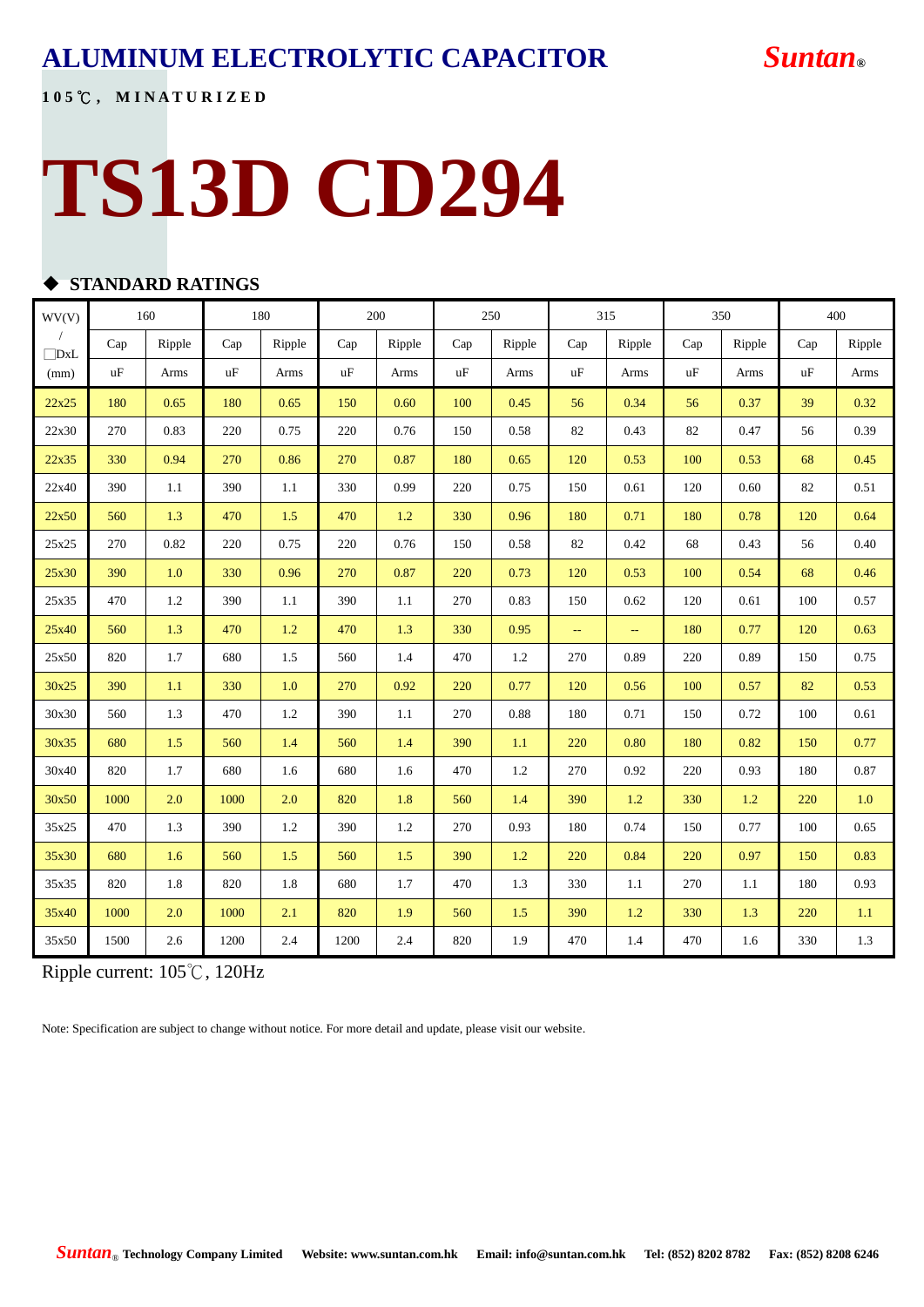# ALUMINUM ELECTROLYTIC CAPACITOR

**Suntan®**

**105℃, MINATURIZED**

# TS13D CD294

## ◆ STANDARD RATINGS

| WV(V) / □DxL (mm) | 160 | | 180 | | 200 | | 250 | | 315 | | 350 | | 400 | |
|---|---|---|---|---|---|---|---|---|---|---|---|---|---|---|
| | Cap uF | Ripple Arms | Cap uF | Ripple Arms | Cap uF | Ripple Arms | Cap uF | Ripple Arms | Cap uF | Ripple Arms | Cap uF | Ripple Arms | Cap uF | Ripple Arms |
| 22x25 | 180 | 0.65 | 180 | 0.65 | 150 | 0.60 | 100 | 0.45 | 56 | 0.34 | 56 | 0.37 | 39 | 0.32 |
| 22x30 | 270 | 0.83 | 220 | 0.75 | 220 | 0.76 | 150 | 0.58 | 82 | 0.43 | 82 | 0.47 | 56 | 0.39 |
| 22x35 | 330 | 0.94 | 270 | 0.86 | 270 | 0.87 | 180 | 0.65 | 120 | 0.53 | 100 | 0.53 | 68 | 0.45 |
| 22x40 | 390 | 1.1 | 390 | 1.1 | 330 | 0.99 | 220 | 0.75 | 150 | 0.61 | 120 | 0.60 | 82 | 0.51 |
| 22x50 | 560 | 1.3 | 470 | 1.5 | 470 | 1.2 | 330 | 0.96 | 180 | 0.71 | 180 | 0.78 | 120 | 0.64 |
| 25x25 | 270 | 0.82 | 220 | 0.75 | 220 | 0.76 | 150 | 0.58 | 82 | 0.42 | 68 | 0.43 | 56 | 0.40 |
| 25x30 | 390 | 1.0 | 330 | 0.96 | 270 | 0.87 | 220 | 0.73 | 120 | 0.53 | 100 | 0.54 | 68 | 0.46 |
| 25x35 | 470 | 1.2 | 390 | 1.1 | 390 | 1.1 | 270 | 0.83 | 150 | 0.62 | 120 | 0.61 | 100 | 0.57 |
| 25x40 | 560 | 1.3 | 470 | 1.2 | 470 | 1.3 | 330 | 0.95 | -- | -- | 180 | 0.77 | 120 | 0.63 |
| 25x50 | 820 | 1.7 | 680 | 1.5 | 560 | 1.4 | 470 | 1.2 | 270 | 0.89 | 220 | 0.89 | 150 | 0.75 |
| 30x25 | 390 | 1.1 | 330 | 1.0 | 270 | 0.92 | 220 | 0.77 | 120 | 0.56 | 100 | 0.57 | 82 | 0.53 |
| 30x30 | 560 | 1.3 | 470 | 1.2 | 390 | 1.1 | 270 | 0.88 | 180 | 0.71 | 150 | 0.72 | 100 | 0.61 |
| 30x35 | 680 | 1.5 | 560 | 1.4 | 560 | 1.4 | 390 | 1.1 | 220 | 0.80 | 180 | 0.82 | 150 | 0.77 |
| 30x40 | 820 | 1.7 | 680 | 1.6 | 680 | 1.6 | 470 | 1.2 | 270 | 0.92 | 220 | 0.93 | 180 | 0.87 |
| 30x50 | 1000 | 2.0 | 1000 | 2.0 | 820 | 1.8 | 560 | 1.4 | 390 | 1.2 | 330 | 1.2 | 220 | 1.0 |
| 35x25 | 470 | 1.3 | 390 | 1.2 | 390 | 1.2 | 270 | 0.93 | 180 | 0.74 | 150 | 0.77 | 100 | 0.65 |
| 35x30 | 680 | 1.6 | 560 | 1.5 | 560 | 1.5 | 390 | 1.2 | 220 | 0.84 | 220 | 0.97 | 150 | 0.83 |
| 35x35 | 820 | 1.8 | 820 | 1.8 | 680 | 1.7 | 470 | 1.3 | 330 | 1.1 | 270 | 1.1 | 180 | 0.93 |
| 35x40 | 1000 | 2.0 | 1000 | 2.1 | 820 | 1.9 | 560 | 1.5 | 390 | 1.2 | 330 | 1.3 | 220 | 1.1 |
| 35x50 | 1500 | 2.6 | 1200 | 2.4 | 1200 | 2.4 | 820 | 1.9 | 470 | 1.4 | 470 | 1.6 | 330 | 1.3 |

Ripple current: 105℃, 120Hz

Note: Specification are subject to change without notice. For more detail and update, please visit our website.

**Suntan® Technology Company Limited** **Website: www.suntan.com.hk** **Email: info@suntan.com.hk** **Tel: (852) 8202 8782** **Fax: (852) 8208 6246**